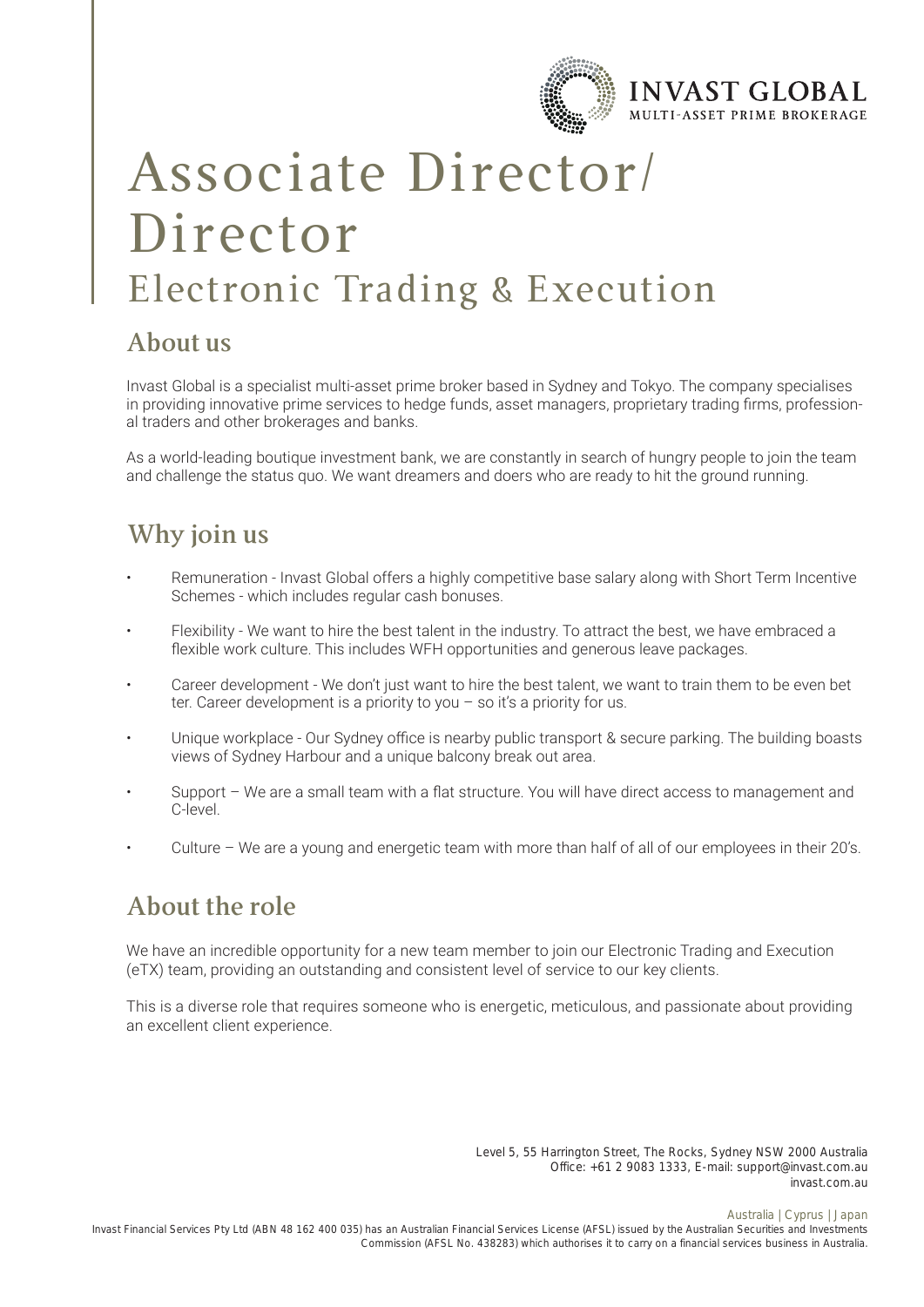# Associate Director/ Director

## Electronic Trading & Execution

## About us

Invast Global is a specialist multi-asset prime broker based in Sydney and Tokyo. The company specialises in providing innovative prime services to hedge funds, asset managers, proprietary trading firms, professional traders and other brokerages and banks.

As a world-leading boutique investment bank, we are constantly in search of hungry people to join the team and challenge the status quo. We want dreamers and doers who are ready to hit the ground running.

## Why join us

- Remuneration - Invast Global offers a highly competitive base salary along with Short Term Incentive Schemes - which includes regular cash bonuses.
- Flexibility - We want to hire the best talent in the industry. To attract the best, we have embraced a flexible work culture. This includes WFH opportunities and generous leave packages.
- Career development - We don't just want to hire the best talent, we want to train them to be even better. Career development is a priority to you – so it's a priority for us.
- Unique workplace - Our Sydney office is nearby public transport & secure parking. The building boasts views of Sydney Harbour and a unique balcony break out area.
- Support – We are a small team with a flat structure. You will have direct access to management and C-level.
- Culture – We are a young and energetic team with more than half of all of our employees in their 20's.

## About the role

We have an incredible opportunity for a new team member to join our Electronic Trading and Execution (eTX) team, providing an outstanding and consistent level of service to our key clients.

This is a diverse role that requires someone who is energetic, meticulous, and passionate about providing an excellent client experience.

Level 5, 55 Harrington Street, The Rocks, Sydney NSW 2000 Australia
Office: +61 2 9083 1333, E-mail: support@invast.com.au
invast.com.au

Australia | Cyprus | Japan

Invast Financial Services Pty Ltd (ABN 48 162 400 035) has an Australian Financial Services License (AFSL) issued by the Australian Securities and Investments Commission (AFSL No. 438283) which authorises it to carry on a financial services business in Australia.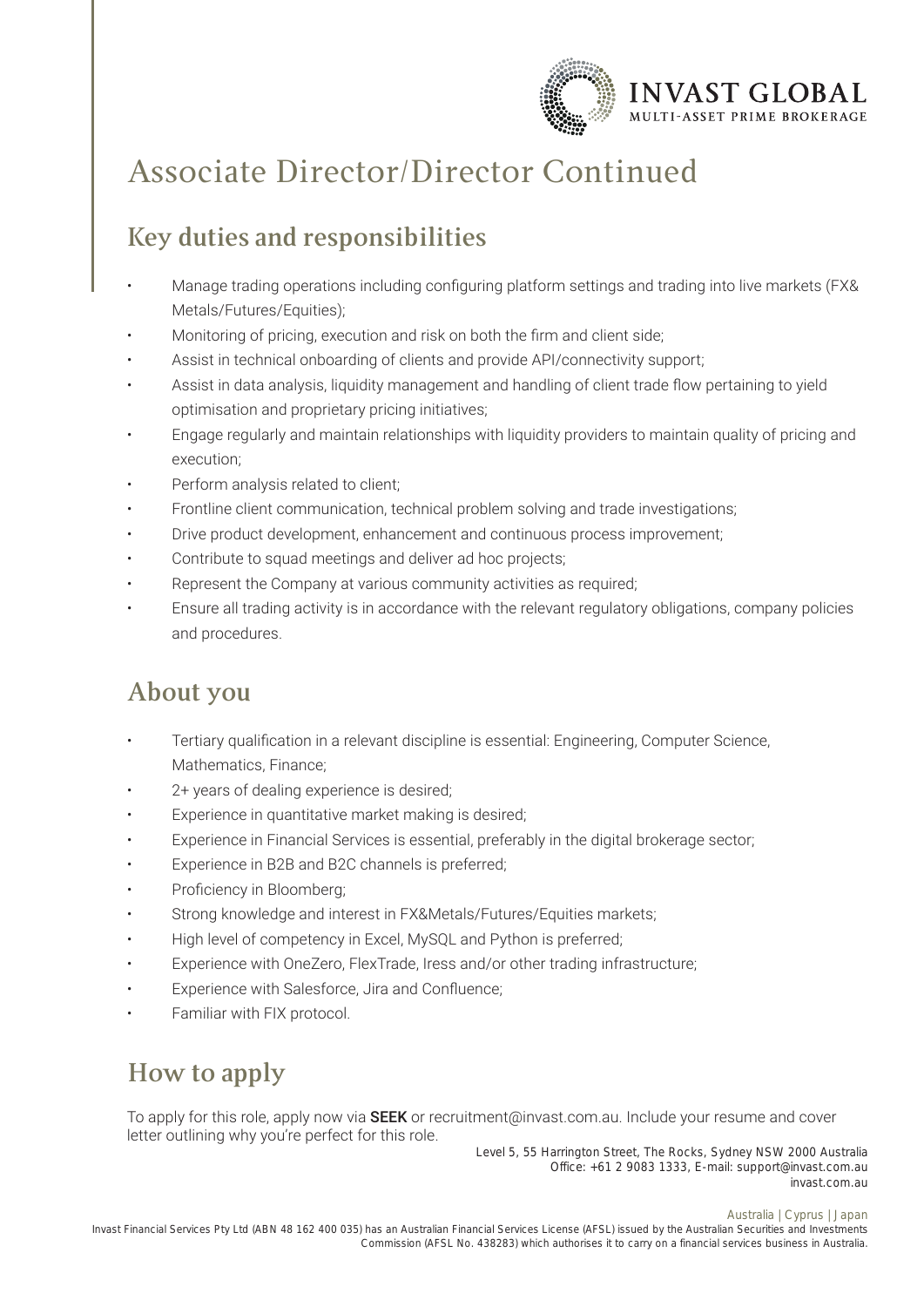# Associate Director/Director Continued

## Key duties and responsibilities

- Manage trading operations including configuring platform settings and trading into live markets (FX& Metals/Futures/Equities);
- Monitoring of pricing, execution and risk on both the firm and client side;
- Assist in technical onboarding of clients and provide API/connectivity support;
- Assist in data analysis, liquidity management and handling of client trade flow pertaining to yield optimisation and proprietary pricing initiatives;
- Engage regularly and maintain relationships with liquidity providers to maintain quality of pricing and execution;
- Perform analysis related to client;
- Frontline client communication, technical problem solving and trade investigations;
- Drive product development, enhancement and continuous process improvement;
- Contribute to squad meetings and deliver ad hoc projects;
- Represent the Company at various community activities as required;
- Ensure all trading activity is in accordance with the relevant regulatory obligations, company policies and procedures.

## About you

- Tertiary qualification in a relevant discipline is essential: Engineering, Computer Science, Mathematics, Finance;
- 2+ years of dealing experience is desired;
- Experience in quantitative market making is desired;
- Experience in Financial Services is essential, preferably in the digital brokerage sector;
- Experience in B2B and B2C channels is preferred;
- Proficiency in Bloomberg;
- Strong knowledge and interest in FX&Metals/Futures/Equities markets;
- High level of competency in Excel, MySQL and Python is preferred;
- Experience with OneZero, FlexTrade, Iress and/or other trading infrastructure;
- Experience with Salesforce, Jira and Confluence;
- Familiar with FIX protocol.

## How to apply

To apply for this role, apply now via **SEEK** or recruitment@invast.com.au. Include your resume and cover letter outlining why you're perfect for this role.

Level 5, 55 Harrington Street, The Rocks, Sydney NSW 2000 Australia
Office: +61 2 9083 1333, E-mail: support@invast.com.au
invast.com.au

Australia | Cyprus | Japan

Invast Financial Services Pty Ltd (ABN 48 162 400 035) has an Australian Financial Services License (AFSL) issued by the Australian Securities and Investments Commission (AFSL No. 438283) which authorises it to carry on a financial services business in Australia.